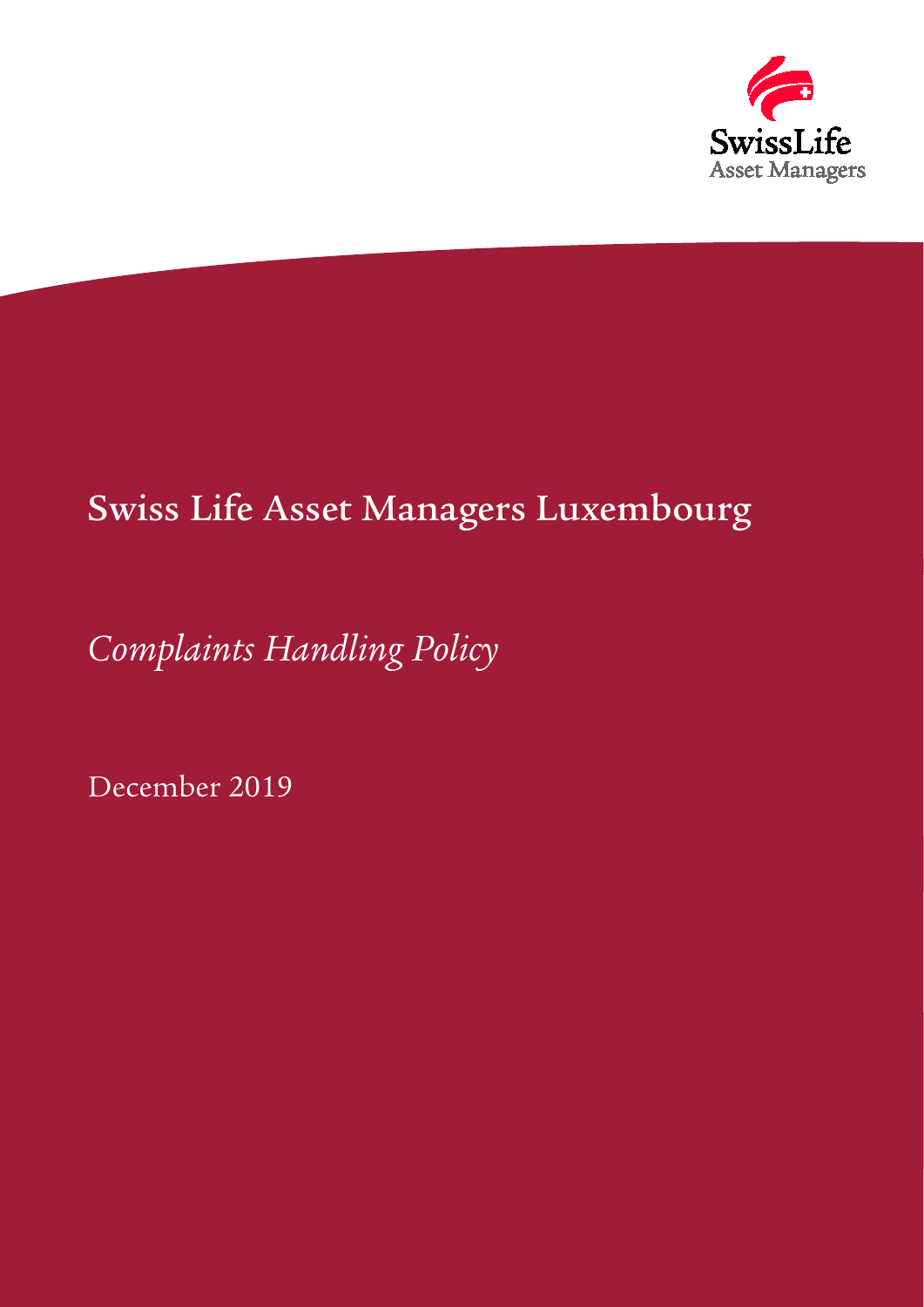SwissLife
Asset Managers

# Swiss Life Asset Managers Luxembourg

*Complaints Handling Policy*

December 2019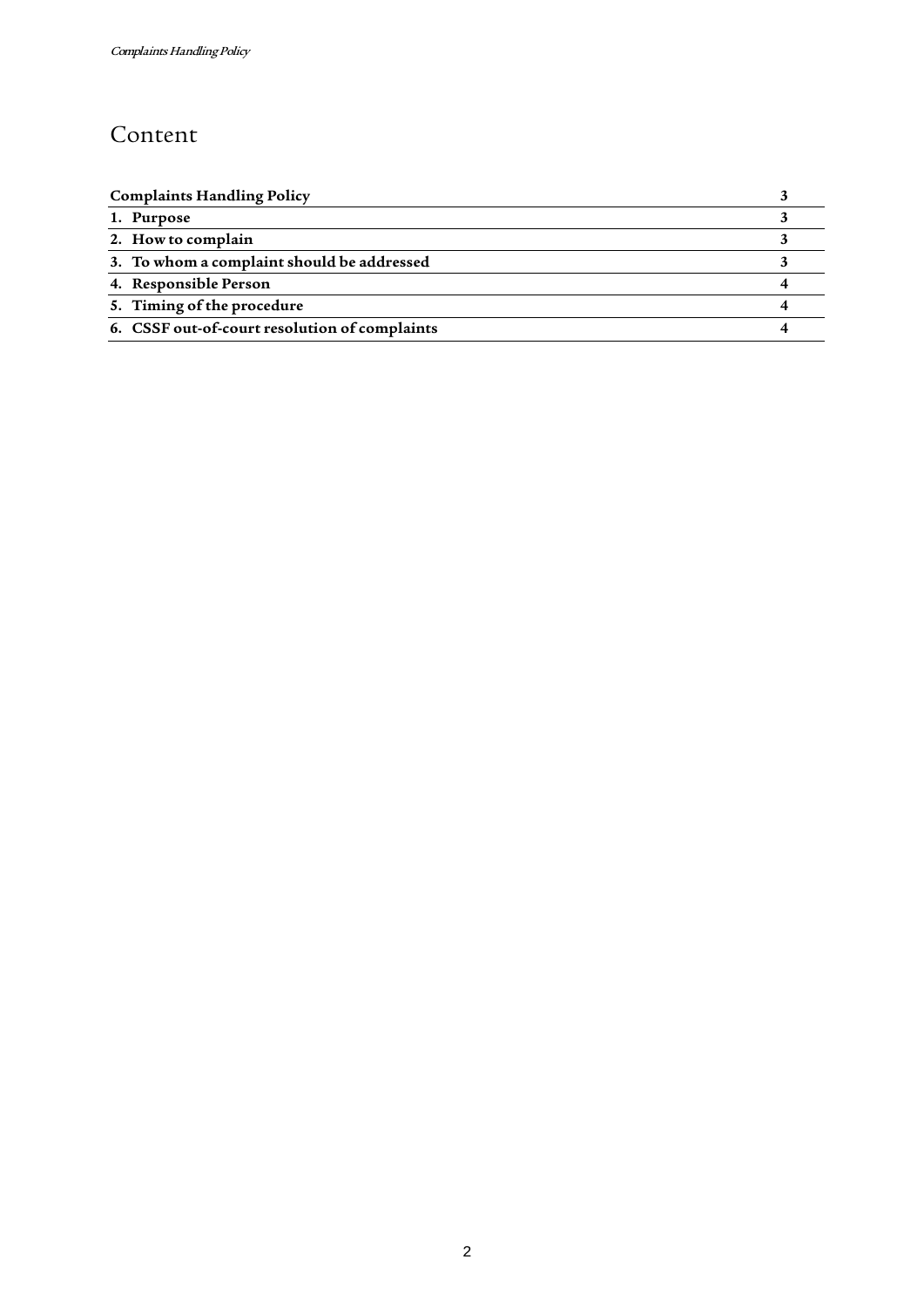# Content

| Complaints Handling Policy | 3 |
|---|---|
| 1. Purpose | 3 |
| 2. How to complain | 3 |
| 3. To whom a complaint should be addressed | 3 |
| 4. Responsible Person | 4 |
| 5. Timing of the procedure | 4 |
| 6. CSSF out-of-court resolution of complaints | 4 |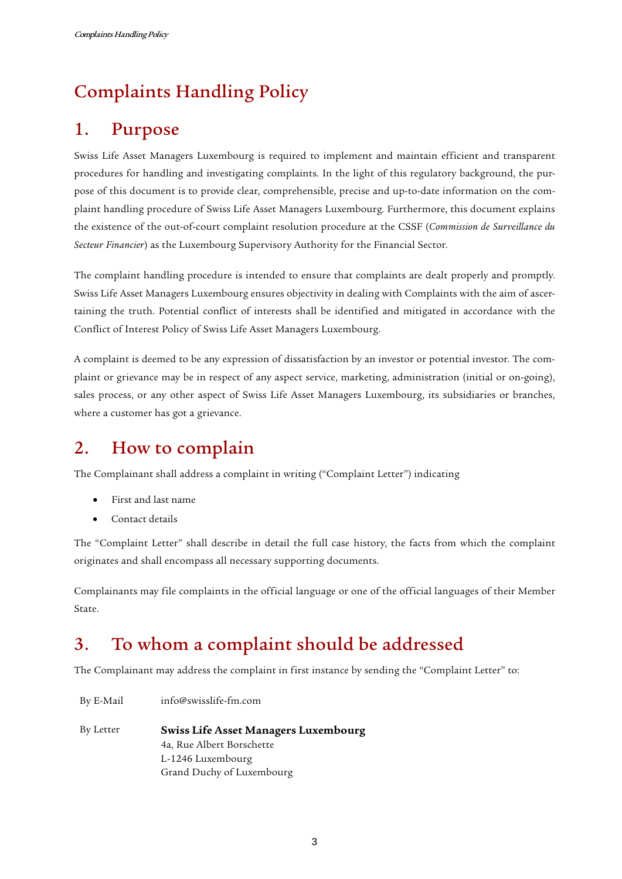# Complaints Handling Policy

## 1. Purpose

Swiss Life Asset Managers Luxembourg is required to implement and maintain efficient and transparent procedures for handling and investigating complaints. In the light of this regulatory background, the purpose of this document is to provide clear, comprehensible, precise and up-to-date information on the complaint handling procedure of Swiss Life Asset Managers Luxembourg. Furthermore, this document explains the existence of the out-of-court complaint resolution procedure at the CSSF (*Commission de Surveillance du Secteur Financier*) as the Luxembourg Supervisory Authority for the Financial Sector.

The complaint handling procedure is intended to ensure that complaints are dealt properly and promptly. Swiss Life Asset Managers Luxembourg ensures objectivity in dealing with Complaints with the aim of ascertaining the truth. Potential conflict of interests shall be identified and mitigated in accordance with the Conflict of Interest Policy of Swiss Life Asset Managers Luxembourg.

A complaint is deemed to be any expression of dissatisfaction by an investor or potential investor. The complaint or grievance may be in respect of any aspect service, marketing, administration (initial or on-going), sales process, or any other aspect of Swiss Life Asset Managers Luxembourg, its subsidiaries or branches, where a customer has got a grievance.

## 2. How to complain

The Complainant shall address a complaint in writing ("Complaint Letter") indicating

- First and last name
- Contact details

The "Complaint Letter" shall describe in detail the full case history, the facts from which the complaint originates and shall encompass all necessary supporting documents.

Complainants may file complaints in the official language or one of the official languages of their Member State.

## 3. To whom a complaint should be addressed

The Complainant may address the complaint in first instance by sending the "Complaint Letter" to:

| | |
|---|---|
| By E-Mail | info@swisslife-fm.com |
| By Letter | **Swiss Life Asset Managers Luxembourg**<br>4a, Rue Albert Borschette<br>L-1246 Luxembourg<br>Grand Duchy of Luxembourg |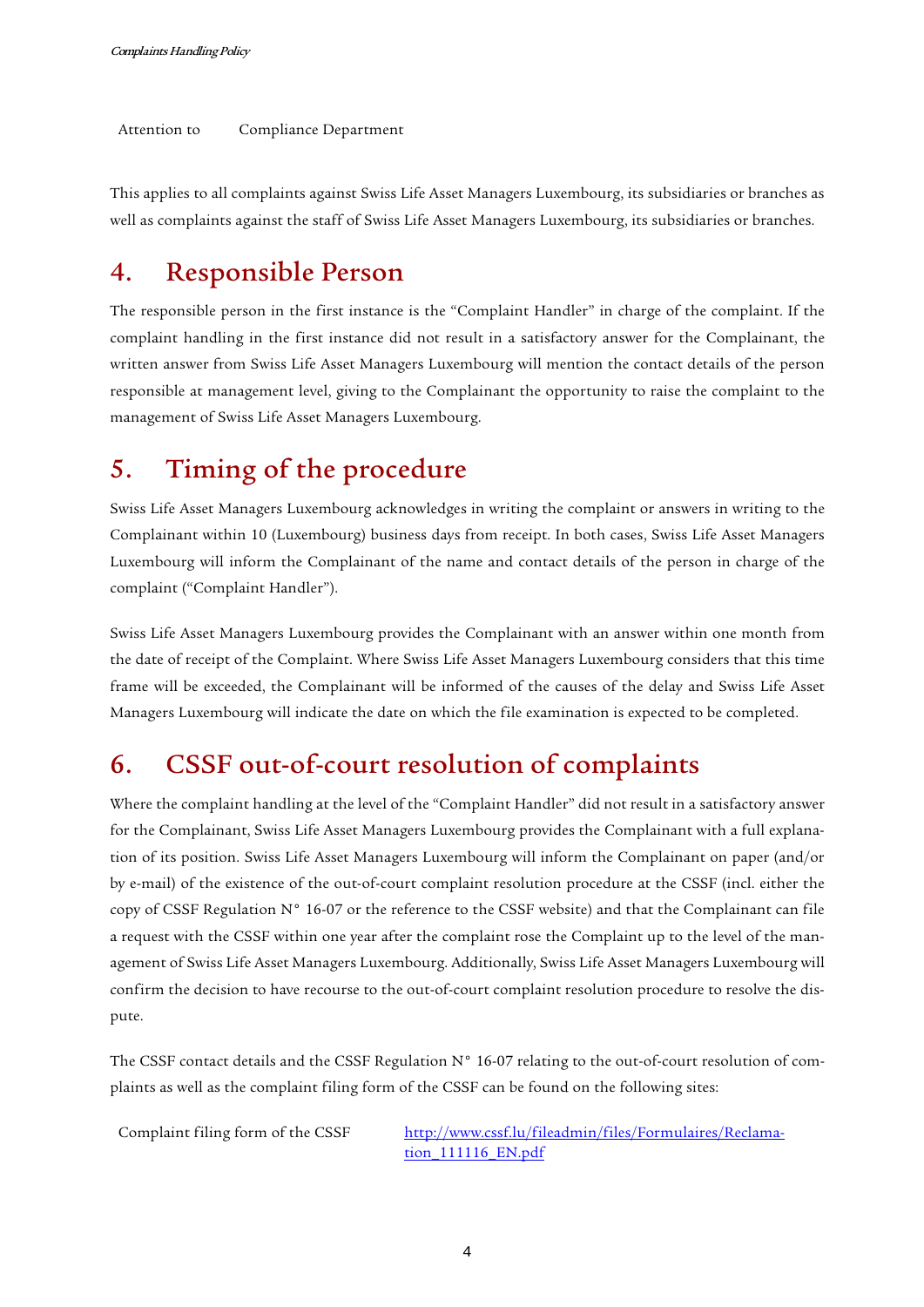| Attention to | Compliance Department |
|---|---|

This applies to all complaints against Swiss Life Asset Managers Luxembourg, its subsidiaries or branches as well as complaints against the staff of Swiss Life Asset Managers Luxembourg, its subsidiaries or branches.

# 4. Responsible Person

The responsible person in the first instance is the "Complaint Handler" in charge of the complaint. If the complaint handling in the first instance did not result in a satisfactory answer for the Complainant, the written answer from Swiss Life Asset Managers Luxembourg will mention the contact details of the person responsible at management level, giving to the Complainant the opportunity to raise the complaint to the management of Swiss Life Asset Managers Luxembourg.

# 5. Timing of the procedure

Swiss Life Asset Managers Luxembourg acknowledges in writing the complaint or answers in writing to the Complainant within 10 (Luxembourg) business days from receipt. In both cases, Swiss Life Asset Managers Luxembourg will inform the Complainant of the name and contact details of the person in charge of the complaint ("Complaint Handler").

Swiss Life Asset Managers Luxembourg provides the Complainant with an answer within one month from the date of receipt of the Complaint. Where Swiss Life Asset Managers Luxembourg considers that this time frame will be exceeded, the Complainant will be informed of the causes of the delay and Swiss Life Asset Managers Luxembourg will indicate the date on which the file examination is expected to be completed.

# 6. CSSF out-of-court resolution of complaints

Where the complaint handling at the level of the "Complaint Handler" did not result in a satisfactory answer for the Complainant, Swiss Life Asset Managers Luxembourg provides the Complainant with a full explanation of its position. Swiss Life Asset Managers Luxembourg will inform the Complainant on paper (and/or by e-mail) of the existence of the out-of-court complaint resolution procedure at the CSSF (incl. either the copy of CSSF Regulation N° 16-07 or the reference to the CSSF website) and that the Complainant can file a request with the CSSF within one year after the complaint rose the Complaint up to the level of the management of Swiss Life Asset Managers Luxembourg. Additionally, Swiss Life Asset Managers Luxembourg will confirm the decision to have recourse to the out-of-court complaint resolution procedure to resolve the dispute.

The CSSF contact details and the CSSF Regulation N° 16-07 relating to the out-of-court resolution of complaints as well as the complaint filing form of the CSSF can be found on the following sites:

| Complaint filing form of the CSSF | http://www.cssf.lu/fileadmin/files/Formulaires/Reclamation_111116_EN.pdf |
|---|---|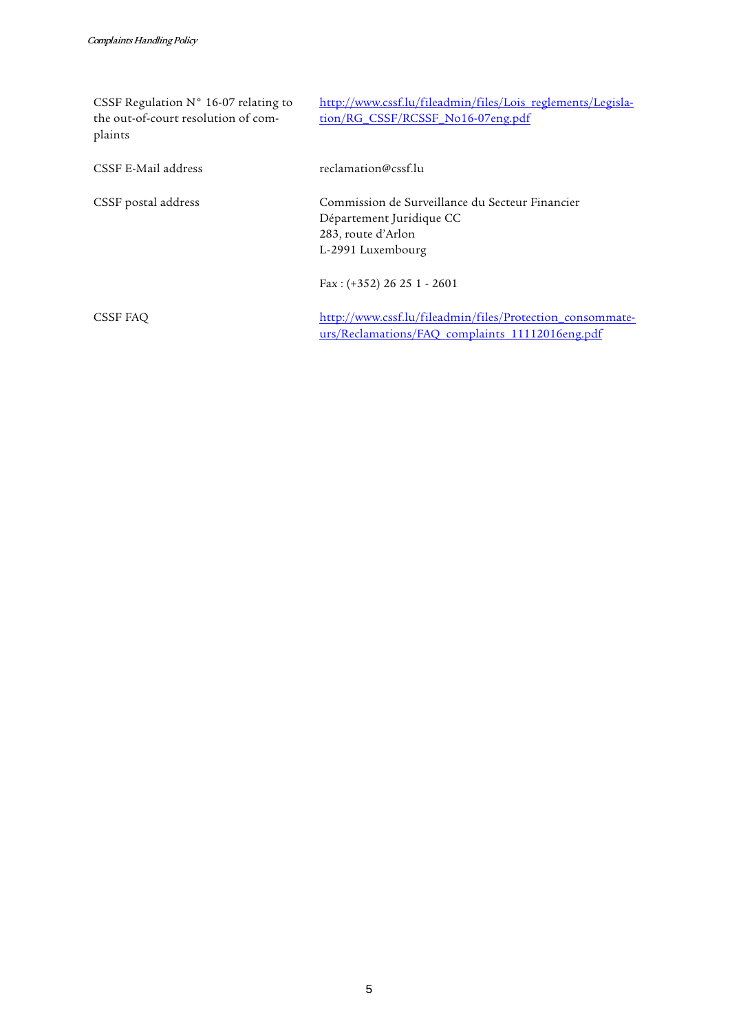| | |
|---|---|
| CSSF Regulation N° 16-07 relating to the out-of-court resolution of complaints | http://www.cssf.lu/fileadmin/files/Lois_reglements/Legislation/RG_CSSF/RCSSF_No16-07eng.pdf |
| CSSF E-Mail address | reclamation@cssf.lu |
| CSSF postal address | Commission de Surveillance du Secteur Financier<br>Département Juridique CC<br>283, route d'Arlon<br>L-2991 Luxembourg<br><br>Fax : (+352) 26 25 1 - 2601 |
| CSSF FAQ | http://www.cssf.lu/fileadmin/files/Protection_consommateurs/Reclamations/FAQ_complaints_11112016eng.pdf |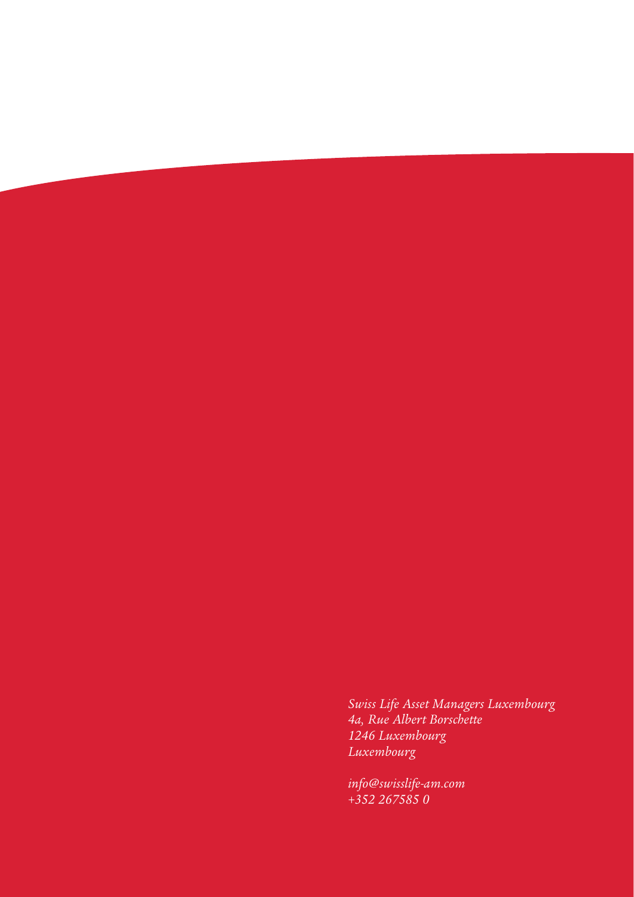*Swiss Life Asset Managers Luxembourg*
*4a, Rue Albert Borschette*
*1246 Luxembourg*
*Luxembourg*

*info@swisslife-am.com*
*+352 267585 0*